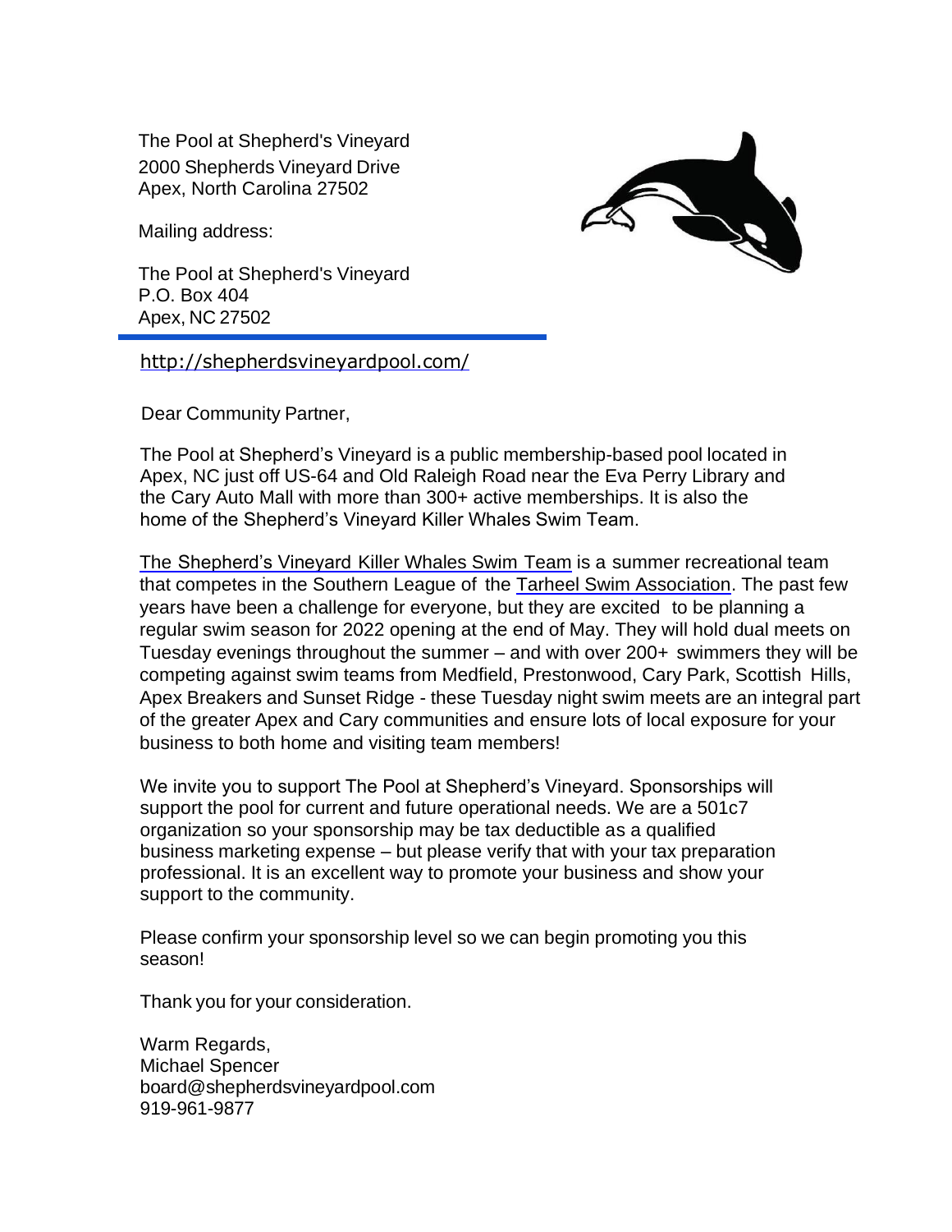The Pool at Shepherd's Vineyard
2000 Shepherds Vineyard Drive
Apex, North Carolina 27502

Mailing address:

The Pool at Shepherd's Vineyard
P.O. Box 404
Apex, NC 27502

---

http://shepherdsvineyardpool.com/

Dear Community Partner,

The Pool at Shepherd's Vineyard is a public membership-based pool located in Apex, NC just off US-64 and Old Raleigh Road near the Eva Perry Library and the Cary Auto Mall with more than 300+ active memberships. It is also the home of the Shepherd's Vineyard Killer Whales Swim Team.

The Shepherd's Vineyard Killer Whales Swim Team is a summer recreational team that competes in the Southern League of the Tarheel Swim Association. The past few years have been a challenge for everyone, but they are excited to be planning a regular swim season for 2022 opening at the end of May. They will hold dual meets on Tuesday evenings throughout the summer – and with over 200+ swimmers they will be competing against swim teams from Medfield, Prestonwood, Cary Park, Scottish Hills, Apex Breakers and Sunset Ridge - these Tuesday night swim meets are an integral part of the greater Apex and Cary communities and ensure lots of local exposure for your business to both home and visiting team members!

We invite you to support The Pool at Shepherd's Vineyard. Sponsorships will support the pool for current and future operational needs. We are a 501c7 organization so your sponsorship may be tax deductible as a qualified business marketing expense – but please verify that with your tax preparation professional. It is an excellent way to promote your business and show your support to the community.

Please confirm your sponsorship level so we can begin promoting you this season!

Thank you for your consideration.

Warm Regards,
Michael Spencer
board@shepherdsvineyardpool.com
919-961-9877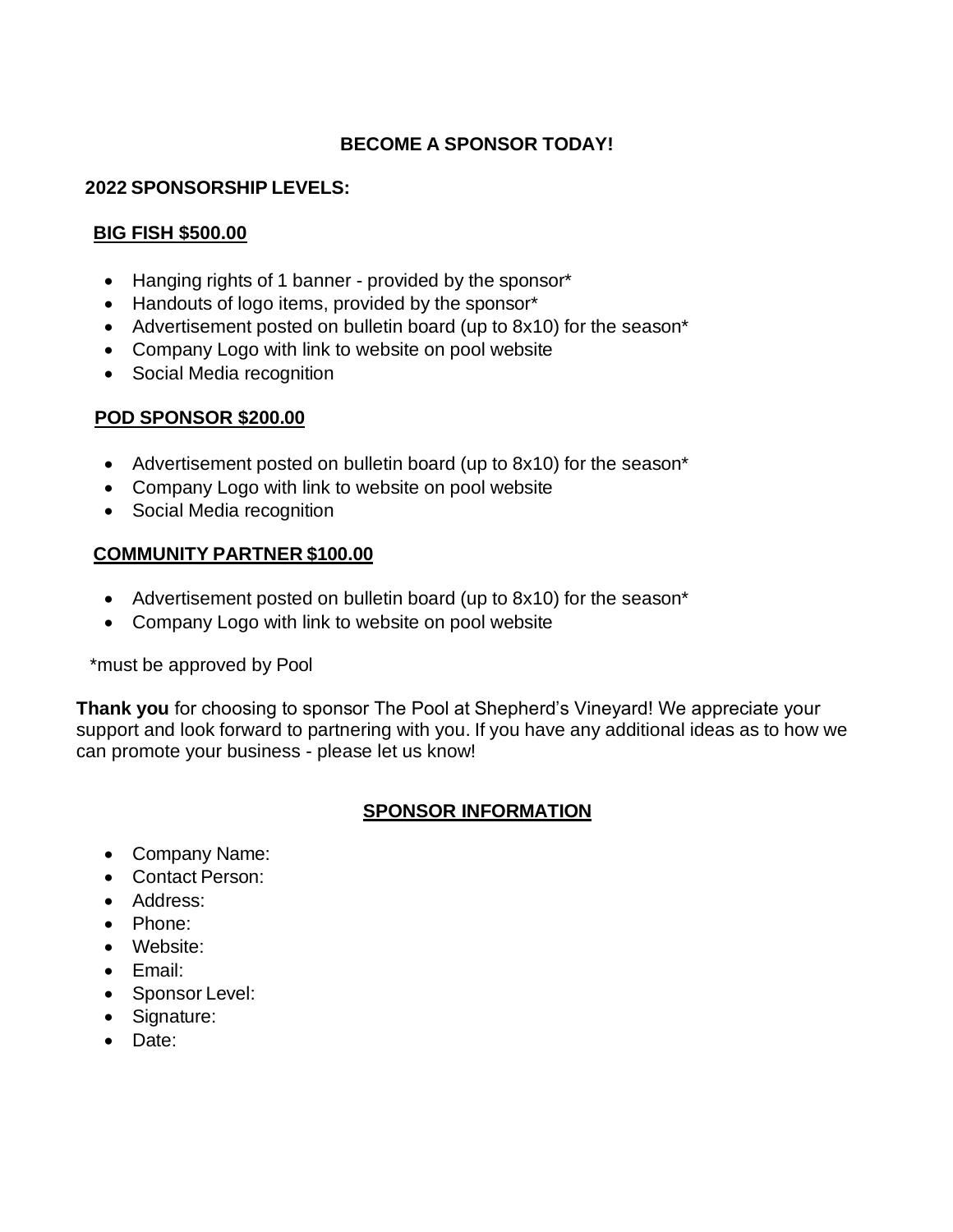## BECOME A SPONSOR TODAY!

**2022 SPONSORSHIP LEVELS:**

### BIG FISH $500.00

- Hanging rights of 1 banner - provided by the sponsor*
- Handouts of logo items, provided by the sponsor*
- Advertisement posted on bulletin board (up to 8x10) for the season*
- Company Logo with link to website on pool website
- Social Media recognition

### POD SPONSOR $200.00

- Advertisement posted on bulletin board (up to 8x10) for the season*
- Company Logo with link to website on pool website
- Social Media recognition

### COMMUNITY PARTNER $100.00

- Advertisement posted on bulletin board (up to 8x10) for the season*
- Company Logo with link to website on pool website

*must be approved by Pool

**Thank you** for choosing to sponsor The Pool at Shepherd's Vineyard! We appreciate your support and look forward to partnering with you. If you have any additional ideas as to how we can promote your business - please let us know!

## SPONSOR INFORMATION

- Company Name:
- Contact Person:
- Address:
- Phone:
- Website:
- Email:
- Sponsor Level:
- Signature:
- Date: